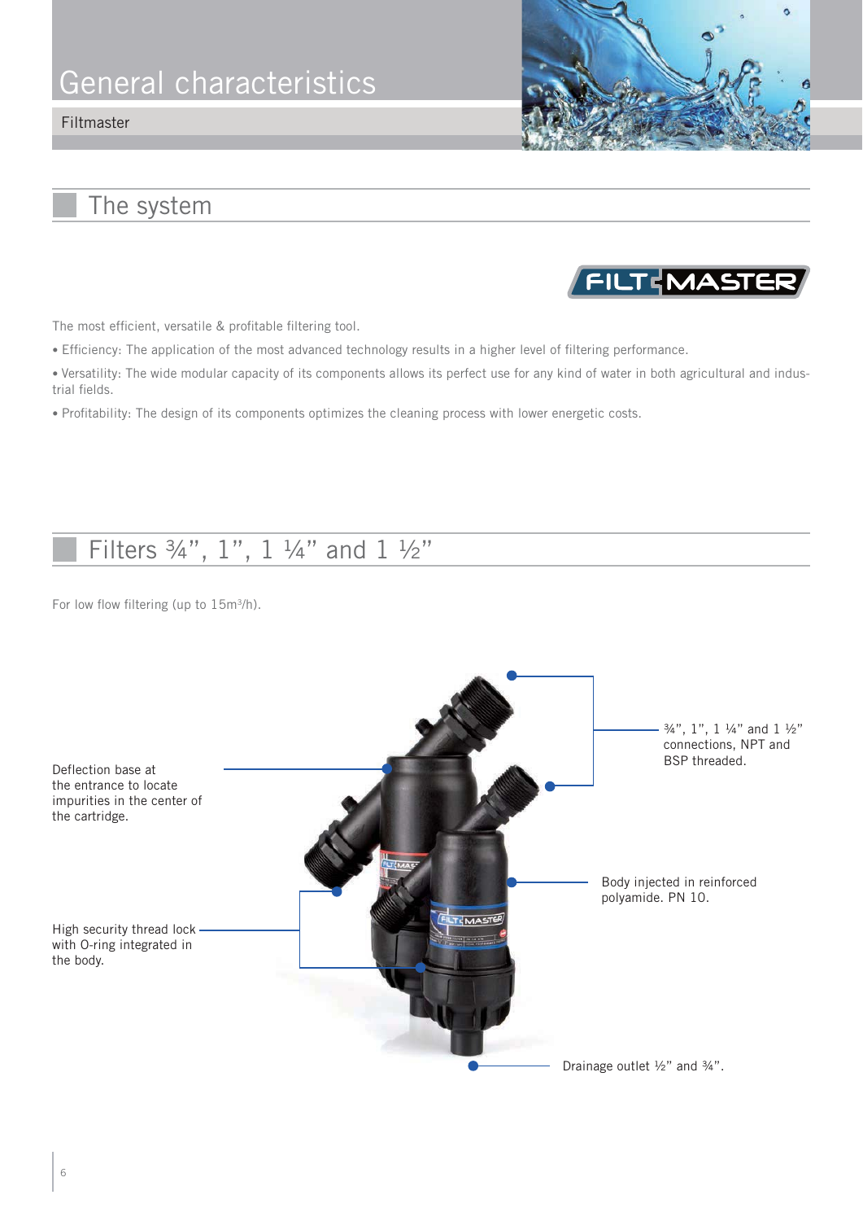# General characteristics

Filtmaster

## The system

FILT MASTER

The most efficient, versatile & profitable filtering tool.

• Efficiency: The application of the most advanced technology results in a higher level of filtering performance.

• Versatility: The wide modular capacity of its components allows its perfect use for any kind of water in both agricultural and industrial fields.

• Profitability: The design of its components optimizes the cleaning process with lower energetic costs.

## Filters ¾", 1", 1 ¼" and 1 ½"

For low flow filtering (up to 15m$^3$/h).

¾", 1", 1 ¼" and 1 ½" connections, NPT and BSP threaded.

Deflection base at the entrance to locate impurities in the center of the cartridge.

Body injected in reinforced polyamide. PN 10.

High security thread lock with O-ring integrated in the body.

Drainage outlet ½" and ¾".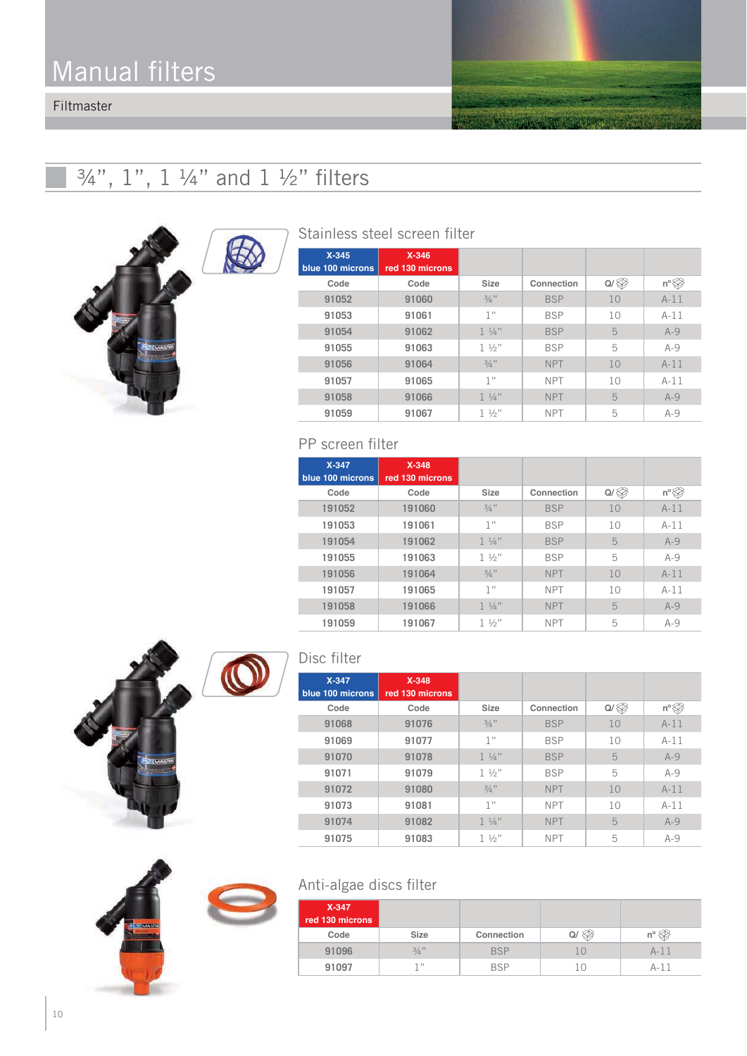# Manual filters

Filtmaster

## ¾", 1", 1 ¼" and 1 ½" filters

### Stainless steel screen filter

| X-345 blue 100 microns | X-346 red 130 microns | | | | |
|---|---|---|---|---|---|
| Code | Code | Size | Connection | Q/ | nº |
| 91052 | 91060 | ¾" | BSP | 10 | A-11 |
| 91053 | 91061 | 1" | BSP | 10 | A-11 |
| 91054 | 91062 | 1 ¼" | BSP | 5 | A-9 |
| 91055 | 91063 | 1 ½" | BSP | 5 | A-9 |
| 91056 | 91064 | ¾" | NPT | 10 | A-11 |
| 91057 | 91065 | 1" | NPT | 10 | A-11 |
| 91058 | 91066 | 1 ¼" | NPT | 5 | A-9 |
| 91059 | 91067 | 1 ½" | NPT | 5 | A-9 |

### PP screen filter

| X-347 blue 100 microns | X-348 red 130 microns | | | | |
|---|---|---|---|---|---|
| Code | Code | Size | Connection | Q/ | nº |
| 191052 | 191060 | ¾" | BSP | 10 | A-11 |
| 191053 | 191061 | 1" | BSP | 10 | A-11 |
| 191054 | 191062 | 1 ¼" | BSP | 5 | A-9 |
| 191055 | 191063 | 1 ½" | BSP | 5 | A-9 |
| 191056 | 191064 | ¾" | NPT | 10 | A-11 |
| 191057 | 191065 | 1" | NPT | 10 | A-11 |
| 191058 | 191066 | 1 ¼" | NPT | 5 | A-9 |
| 191059 | 191067 | 1 ½" | NPT | 5 | A-9 |

### Disc filter

| X-347 blue 100 microns | X-348 red 130 microns | | | | |
|---|---|---|---|---|---|
| Code | Code | Size | Connection | Q/ | nº |
| 91068 | 91076 | ¾" | BSP | 10 | A-11 |
| 91069 | 91077 | 1" | BSP | 10 | A-11 |
| 91070 | 91078 | 1 ¼" | BSP | 5 | A-9 |
| 91071 | 91079 | 1 ½" | BSP | 5 | A-9 |
| 91072 | 91080 | ¾" | NPT | 10 | A-11 |
| 91073 | 91081 | 1" | NPT | 10 | A-11 |
| 91074 | 91082 | 1 ¼" | NPT | 5 | A-9 |
| 91075 | 91083 | 1 ½" | NPT | 5 | A-9 |

### Anti-algae discs filter

| X-347 red 130 microns | | | | |
|---|---|---|---|---|
| Code | Size | Connection | Q/ | nº |
| 91096 | ¾" | BSP | 10 | A-11 |
| 91097 | 1" | BSP | 10 | A-11 |